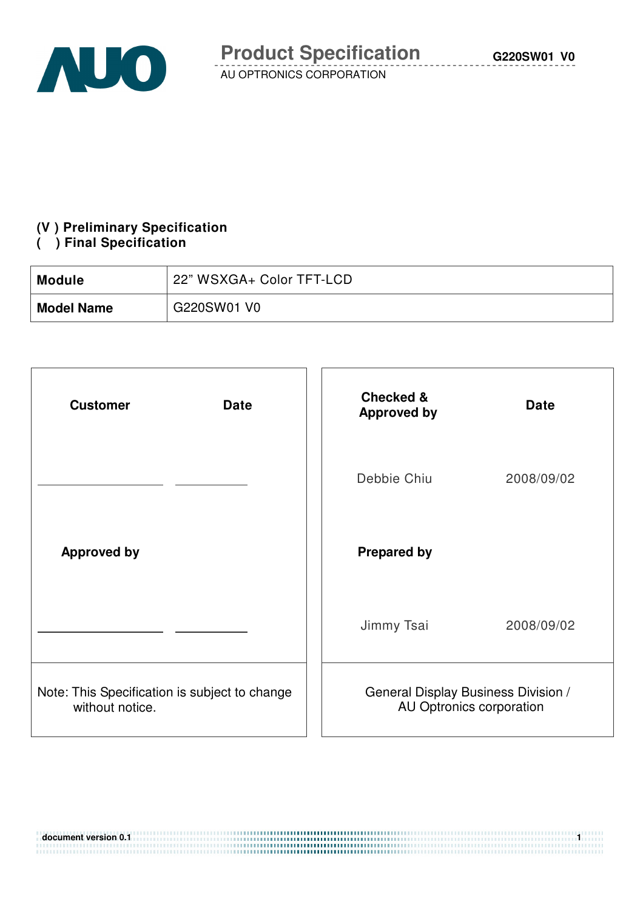# Product Specification

AU OPTRONICS CORPORATION

**(V ) Preliminary Specification**
**( ) Final Specification**

| **Module** | 22" WSXGA+ Color TFT-LCD |
|---|---|
| **Model Name** | G220SW01 V0 |

| **Customer** | **Date** | **Checked & Approved by** | **Date** |
|---|---|---|---|
| | | Debbie Chiu | 2008/09/02 |
| **Approved by** | | **Prepared by** | |
| | | Jimmy Tsai | 2008/09/02 |
| Note: This Specification is subject to change without notice. | | General Display Business Division / AU Optronics corporation | |

document version 0.1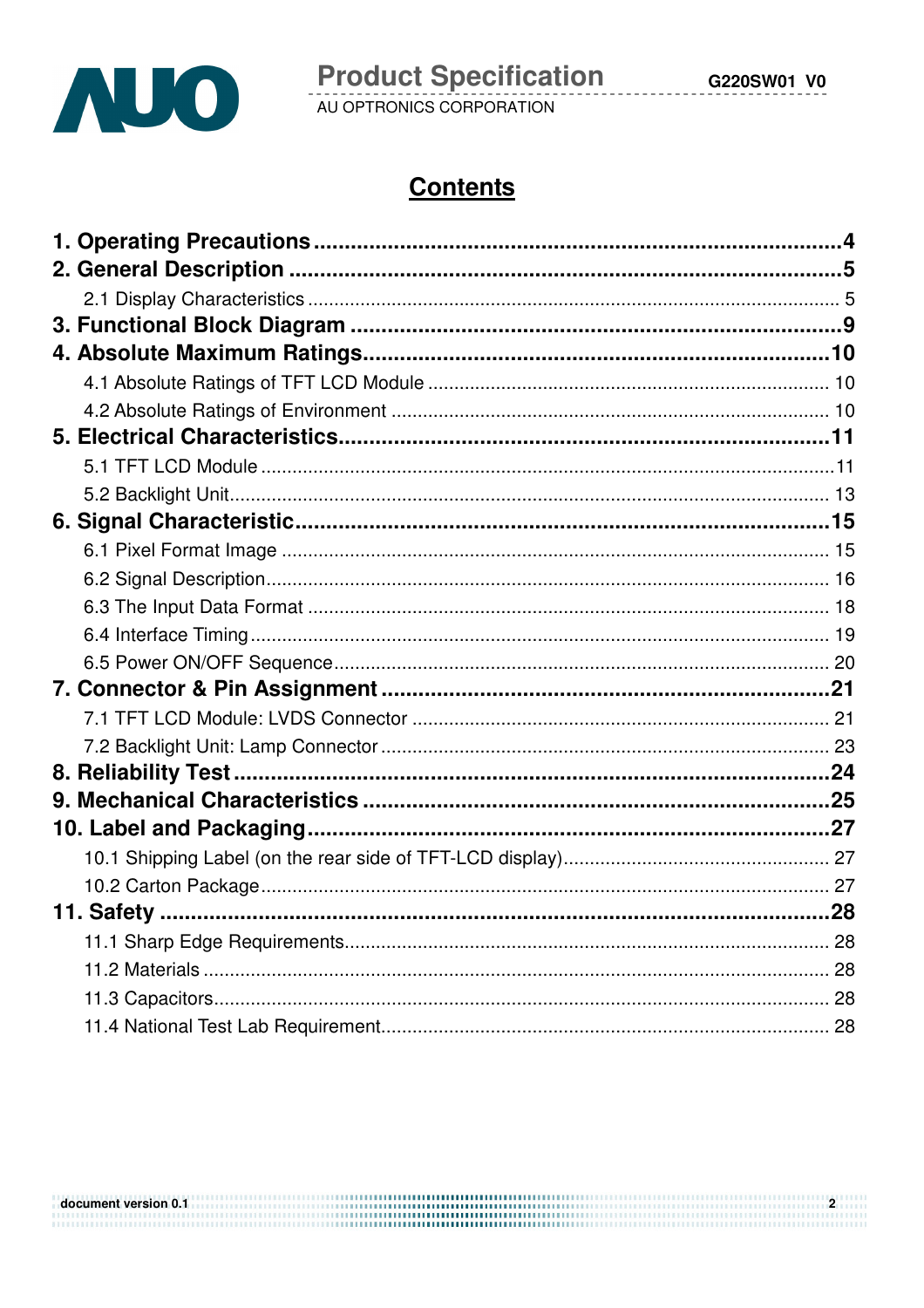# Contents

**1. Operating Precautions ........................................................................ 4**

**2. General Description ........................................................................ 5**

2.1 Display Characteristics ........................................................................ 5

**3. Functional Block Diagram ........................................................................ 9**

**4. Absolute Maximum Ratings ........................................................................ 10**

4.1 Absolute Ratings of TFT LCD Module ........................................................................ 10

4.2 Absolute Ratings of Environment ........................................................................ 10

**5. Electrical Characteristics ........................................................................ 11**

5.1 TFT LCD Module ........................................................................ 11

5.2 Backlight Unit ........................................................................ 13

**6. Signal Characteristic ........................................................................ 15**

6.1 Pixel Format Image ........................................................................ 15

6.2 Signal Description ........................................................................ 16

6.3 The Input Data Format ........................................................................ 18

6.4 Interface Timing ........................................................................ 19

6.5 Power ON/OFF Sequence ........................................................................ 20

**7. Connector & Pin Assignment ........................................................................ 21**

7.1 TFT LCD Module: LVDS Connector ........................................................................ 21

7.2 Backlight Unit: Lamp Connector ........................................................................ 23

**8. Reliability Test ........................................................................ 24**

**9. Mechanical Characteristics ........................................................................ 25**

**10. Label and Packaging ........................................................................ 27**

10.1 Shipping Label (on the rear side of TFT-LCD display) ........................................................................ 27

10.2 Carton Package ........................................................................ 27

**11. Safety ........................................................................ 28**

11.1 Sharp Edge Requirements ........................................................................ 28

11.2 Materials ........................................................................ 28

11.3 Capacitors ........................................................................ 28

11.4 National Test Lab Requirement ........................................................................ 28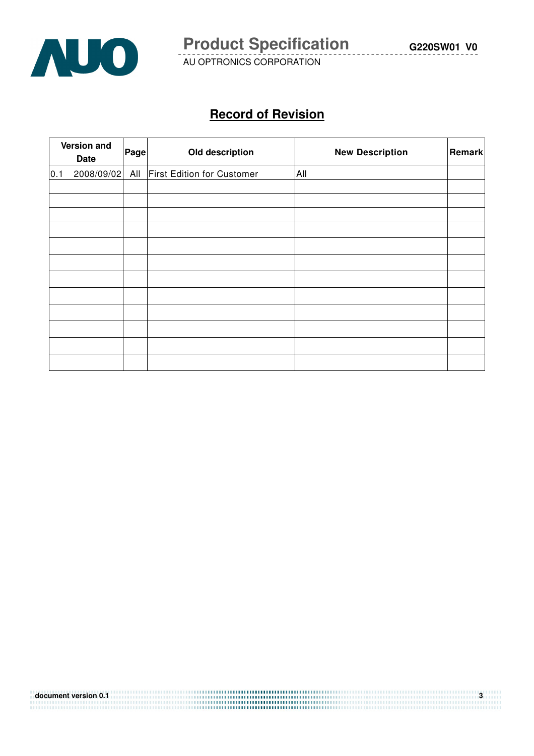## Record of Revision

| Version and Date | Page | Old description | New Description | Remark |
|---|---|---|---|---|
| 0.1 2008/09/02 | All | First Edition for Customer | All | |
| | | | | |
| | | | | |
| | | | | |
| | | | | |
| | | | | |
| | | | | |
| | | | | |
| | | | | |
| | | | | |
| | | | | |
| | | | | |
| | | | | |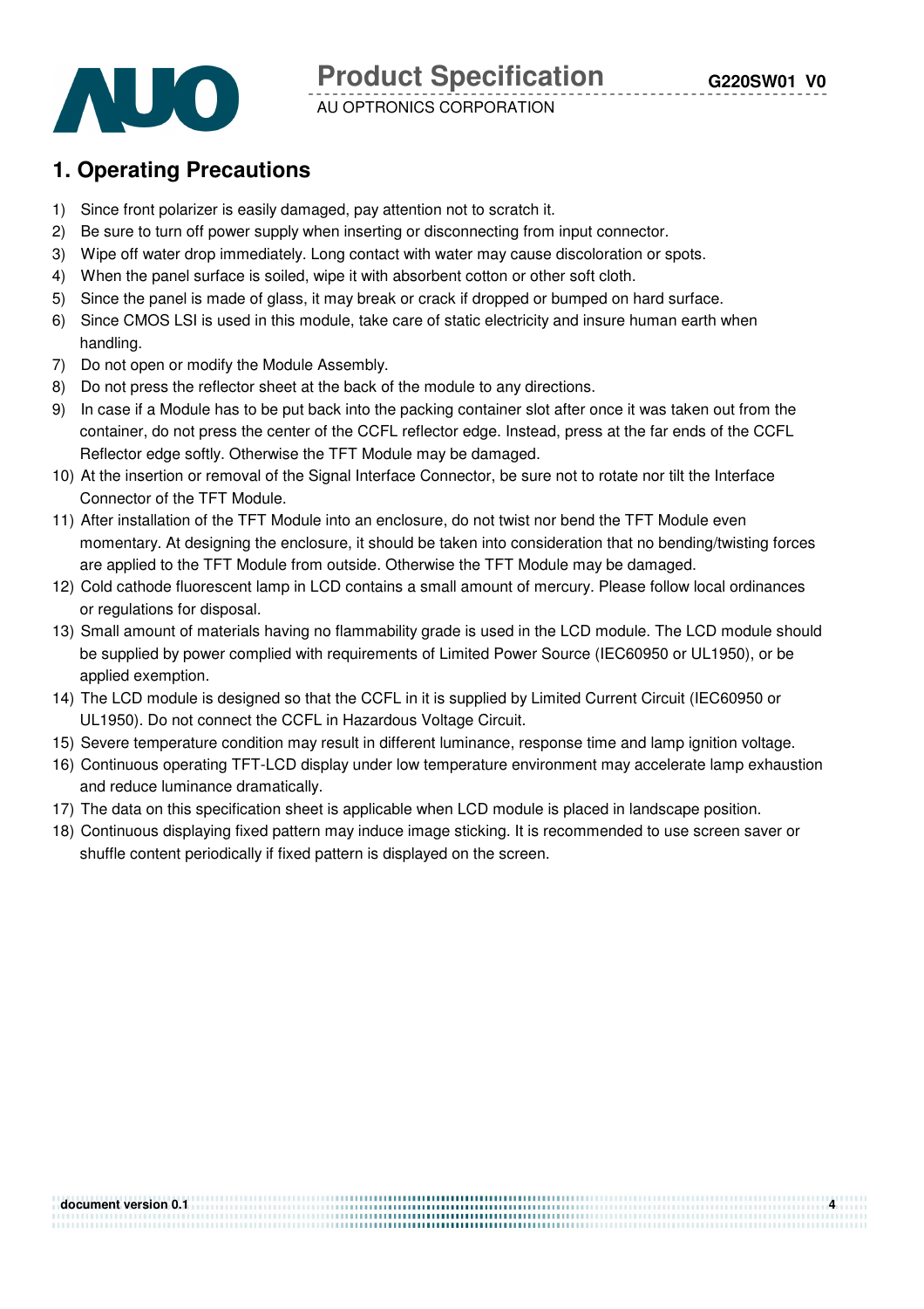# 1. Operating Precautions

1) Since front polarizer is easily damaged, pay attention not to scratch it.
2) Be sure to turn off power supply when inserting or disconnecting from input connector.
3) Wipe off water drop immediately. Long contact with water may cause discoloration or spots.
4) When the panel surface is soiled, wipe it with absorbent cotton or other soft cloth.
5) Since the panel is made of glass, it may break or crack if dropped or bumped on hard surface.
6) Since CMOS LSI is used in this module, take care of static electricity and insure human earth when handling.
7) Do not open or modify the Module Assembly.
8) Do not press the reflector sheet at the back of the module to any directions.
9) In case if a Module has to be put back into the packing container slot after once it was taken out from the container, do not press the center of the CCFL reflector edge. Instead, press at the far ends of the CCFL Reflector edge softly. Otherwise the TFT Module may be damaged.
10) At the insertion or removal of the Signal Interface Connector, be sure not to rotate nor tilt the Interface Connector of the TFT Module.
11) After installation of the TFT Module into an enclosure, do not twist nor bend the TFT Module even momentary. At designing the enclosure, it should be taken into consideration that no bending/twisting forces are applied to the TFT Module from outside. Otherwise the TFT Module may be damaged.
12) Cold cathode fluorescent lamp in LCD contains a small amount of mercury. Please follow local ordinances or regulations for disposal.
13) Small amount of materials having no flammability grade is used in the LCD module. The LCD module should be supplied by power complied with requirements of Limited Power Source (IEC60950 or UL1950), or be applied exemption.
14) The LCD module is designed so that the CCFL in it is supplied by Limited Current Circuit (IEC60950 or UL1950). Do not connect the CCFL in Hazardous Voltage Circuit.
15) Severe temperature condition may result in different luminance, response time and lamp ignition voltage.
16) Continuous operating TFT-LCD display under low temperature environment may accelerate lamp exhaustion and reduce luminance dramatically.
17) The data on this specification sheet is applicable when LCD module is placed in landscape position.
18) Continuous displaying fixed pattern may induce image sticking. It is recommended to use screen saver or shuffle content periodically if fixed pattern is displayed on the screen.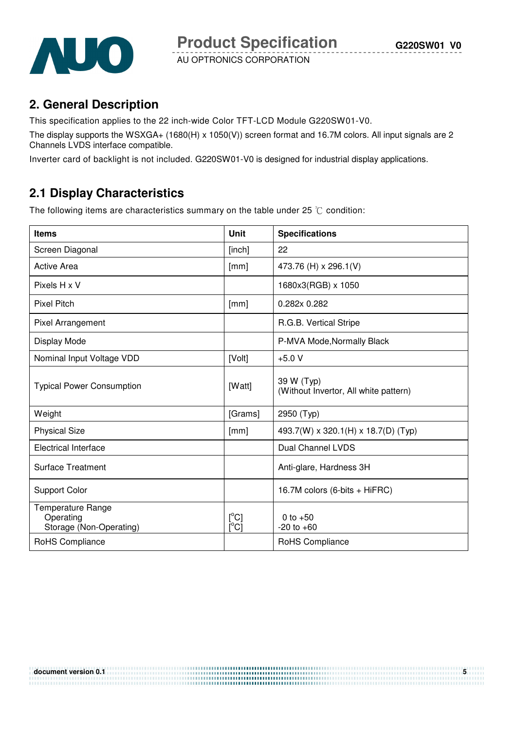## 2. General Description

This specification applies to the 22 inch-wide Color TFT-LCD Module G220SW01-V0.

The display supports the WSXGA+ (1680(H) x 1050(V)) screen format and 16.7M colors. All input signals are 2 Channels LVDS interface compatible.

Inverter card of backlight is not included. G220SW01-V0 is designed for industrial display applications.

### 2.1 Display Characteristics

The following items are characteristics summary on the table under 25 ℃ condition:

| Items | Unit | Specifications |
|---|---|---|
| Screen Diagonal | [inch] | 22 |
| Active Area | [mm] | 473.76 (H) x 296.1(V) |
| Pixels H x V | | 1680x3(RGB) x 1050 |
| Pixel Pitch | [mm] | 0.282x 0.282 |
| Pixel Arrangement | | R.G.B. Vertical Stripe |
| Display Mode | | P-MVA Mode,Normally Black |
| Nominal Input Voltage VDD | [Volt] | +5.0 V |
| Typical Power Consumption | [Watt] | 39 W (Typ)<br>(Without Invertor, All white pattern) |
| Weight | [Grams] | 2950 (Typ) |
| Physical Size | [mm] | 493.7(W) x 320.1(H) x 18.7(D) (Typ) |
| Electrical Interface | | Dual Channel LVDS |
| Surface Treatment | | Anti-glare, Hardness 3H |
| Support Color | | 16.7M colors (6-bits + HiFRC) |
| Temperature Range<br>Operating<br>Storage (Non-Operating) | <br>[°C]<br>[°C] | <br>0 to +50<br>-20 to +60 |
| RoHS Compliance | | RoHS Compliance |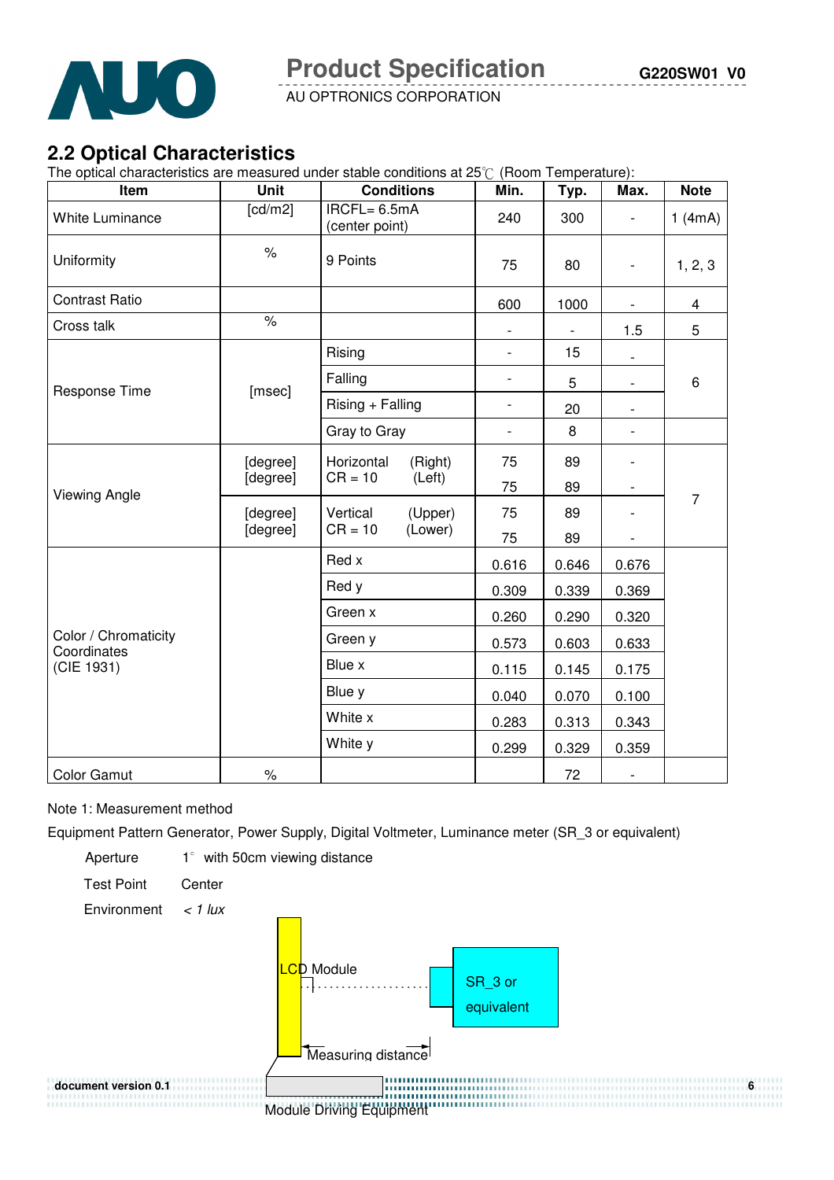## 2.2 Optical Characteristics

The optical characteristics are measured under stable conditions at 25℃ (Room Temperature):

| Item | Unit | Conditions | Min. | Typ. | Max. | Note |
|---|---|---|---|---|---|---|
| White Luminance | [cd/m2] | IRCFL= 6.5mA (center point) | 240 | 300 | - | 1 (4mA) |
| Uniformity | % | 9 Points | 75 | 80 | - | 1, 2, 3 |
| Contrast Ratio | | | 600 | 1000 | - | 4 |
| Cross talk | % | | - | - | 1.5 | 5 |
| Response Time | [msec] | Rising | - | 15 | - | 6 |
| | | Falling | - | 5 | - | |
| | | Rising + Falling | - | 20 | - | |
| | | Gray to Gray | - | 8 | - | |
| Viewing Angle | [degree] | Horizontal CR = 10 (Right) | 75 | 89 | - | 7 |
| | [degree] | (Left) | 75 | 89 | - | |
| | [degree] | Vertical CR = 10 (Upper) | 75 | 89 | - | |
| | [degree] | (Lower) | 75 | 89 | - | |
| Color / Chromaticity Coordinates (CIE 1931) | | Red x | 0.616 | 0.646 | 0.676 | |
| | | Red y | 0.309 | 0.339 | 0.369 | |
| | | Green x | 0.260 | 0.290 | 0.320 | |
| | | Green y | 0.573 | 0.603 | 0.633 | |
| | | Blue x | 0.115 | 0.145 | 0.175 | |
| | | Blue y | 0.040 | 0.070 | 0.100 | |
| | | White x | 0.283 | 0.313 | 0.343 | |
| | | White y | 0.299 | 0.329 | 0.359 | |
| Color Gamut | % | | | 72 | - | |

Note 1: Measurement method

Equipment Pattern Generator, Power Supply, Digital Voltmeter, Luminance meter (SR_3 or equivalent)

Aperture 1° with 50cm viewing distance

Test Point Center

Environment *< 1 lux*

LCD Module

SR_3 or equivalent

Measuring distance

Module Driving Equipment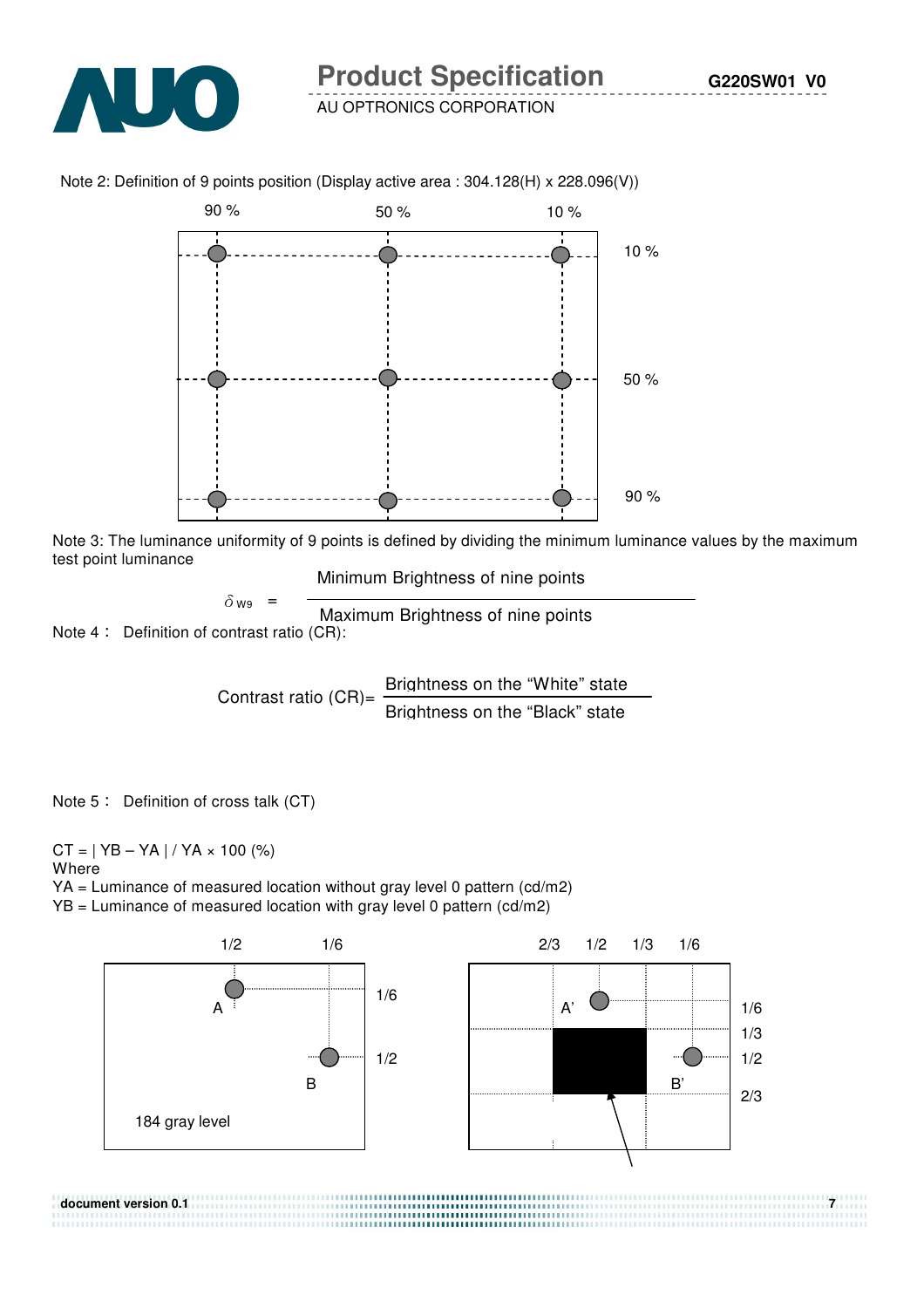Note 2: Definition of 9 points position (Display active area : 304.128(H) x 228.096(V))

Note 3: The luminance uniformity of 9 points is defined by dividing the minimum luminance values by the maximum test point luminance

$$\delta_{W9} = \frac{\text{Minimum Brightness of nine points}}{\text{Maximum Brightness of nine points}}$$

Note 4： Definition of contrast ratio (CR):

$$\text{Contrast ratio (CR)} = \frac{\text{Brightness on the "White" state}}{\text{Brightness on the "Black" state}}$$

Note 5： Definition of cross talk (CT)

CT = | YB – YA | / YA × 100 (%)

Where

YA = Luminance of measured location without gray level 0 pattern (cd/m2)

YB = Luminance of measured location with gray level 0 pattern (cd/m2)

184 gray level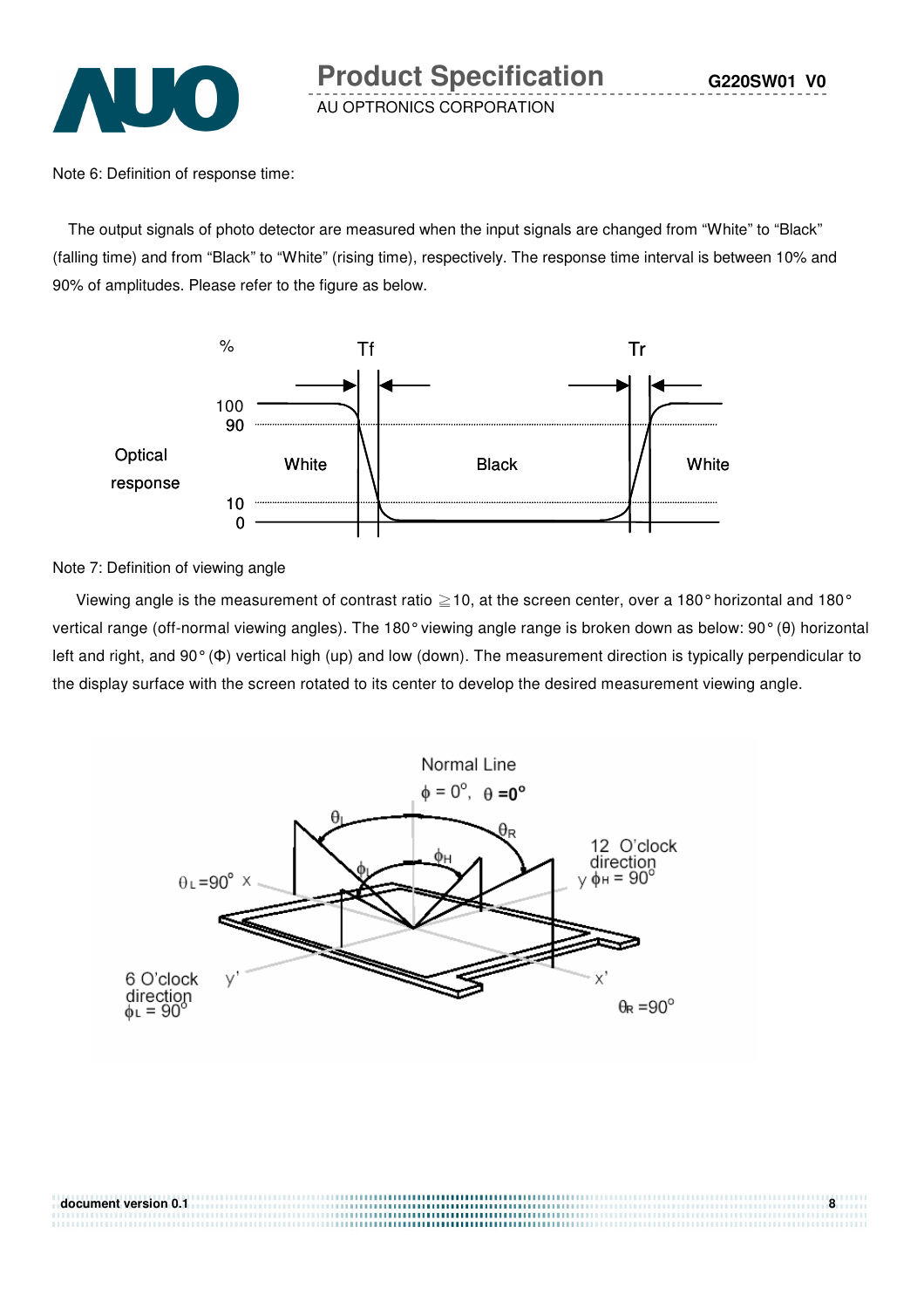Note 6: Definition of response time:

The output signals of photo detector are measured when the input signals are changed from “White” to “Black” (falling time) and from “Black” to “White” (rising time), respectively. The response time interval is between 10% and 90% of amplitudes. Please refer to the figure as below.

Note 7: Definition of viewing angle

Viewing angle is the measurement of contrast ratio ≧10, at the screen center, over a 180° horizontal and 180° vertical range (off-normal viewing angles). The 180° viewing angle range is broken down as below: 90° (θ) horizontal left and right, and 90° (Φ) vertical high (up) and low (down). The measurement direction is typically perpendicular to the display surface with the screen rotated to its center to develop the desired measurement viewing angle.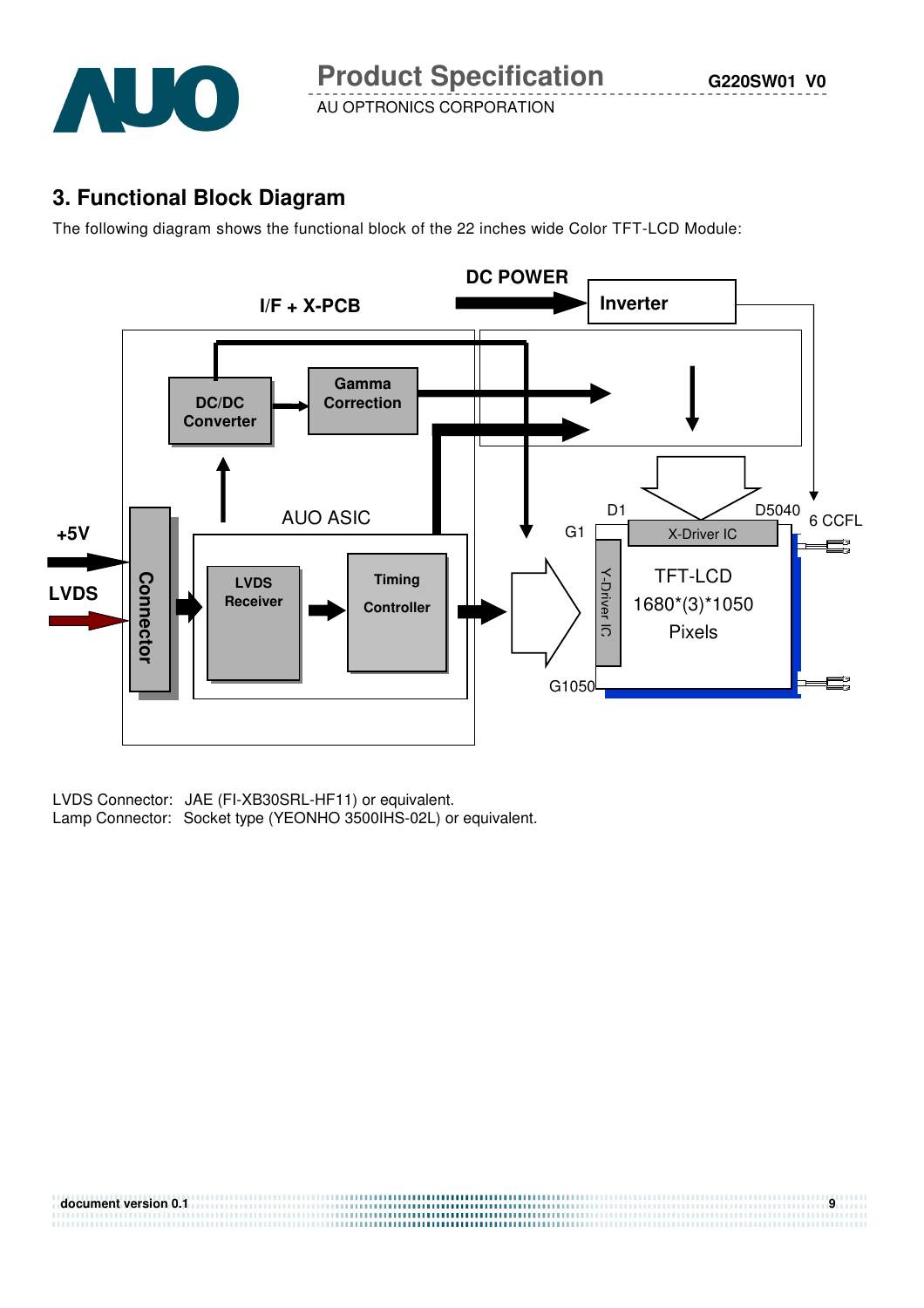## 3. Functional Block Diagram

The following diagram shows the functional block of the 22 inches wide Color TFT-LCD Module:

DC POWER

Inverter

I/F + X-PCB

DC/DC Converter

Gamma Correction

AUO ASIC

+5V

LVDS

Connector

LVDS Receiver

Timing Controller

D1

D5040

6 CCFL

G1

X-Driver IC

Y-Driver IC

TFT-LCD 1680*(3)*1050 Pixels

G1050

LVDS Connector: JAE (FI-XB30SRL-HF11) or equivalent.
Lamp Connector: Socket type (YEONHO 3500IHS-02L) or equivalent.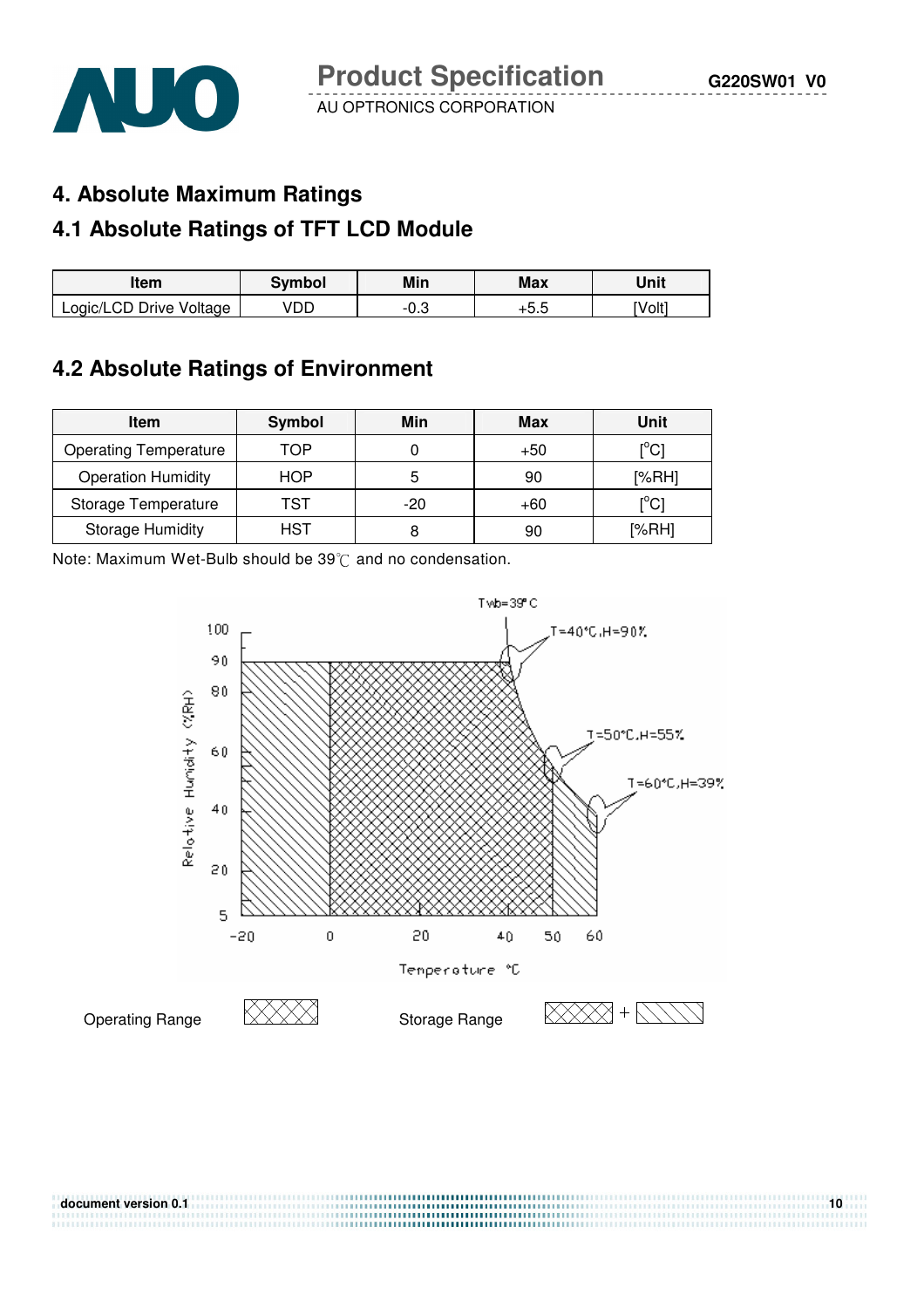# 4. Absolute Maximum Ratings

## 4.1 Absolute Ratings of TFT LCD Module

| Item | Symbol | Min | Max | Unit |
|---|---|---|---|---|
| Logic/LCD Drive Voltage | VDD | -0.3 | +5.5 | [Volt] |

## 4.2 Absolute Ratings of Environment

| Item | Symbol | Min | Max | Unit |
|---|---|---|---|---|
| Operating Temperature | TOP | 0 | +50 | [°C] |
| Operation Humidity | HOP | 5 | 90 | [%RH] |
| Storage Temperature | TST | -20 | +60 | [°C] |
| Storage Humidity | HST | 8 | 90 | [%RH] |

Note: Maximum Wet-Bulb should be 39℃ and no condensation.

Twb=39°C

T=40°C,H=90%

T=50°C,H=55%

T=60°C,H=39%

Relative Humidity (%RH)

Temperature °C

Operating Range

Storage Range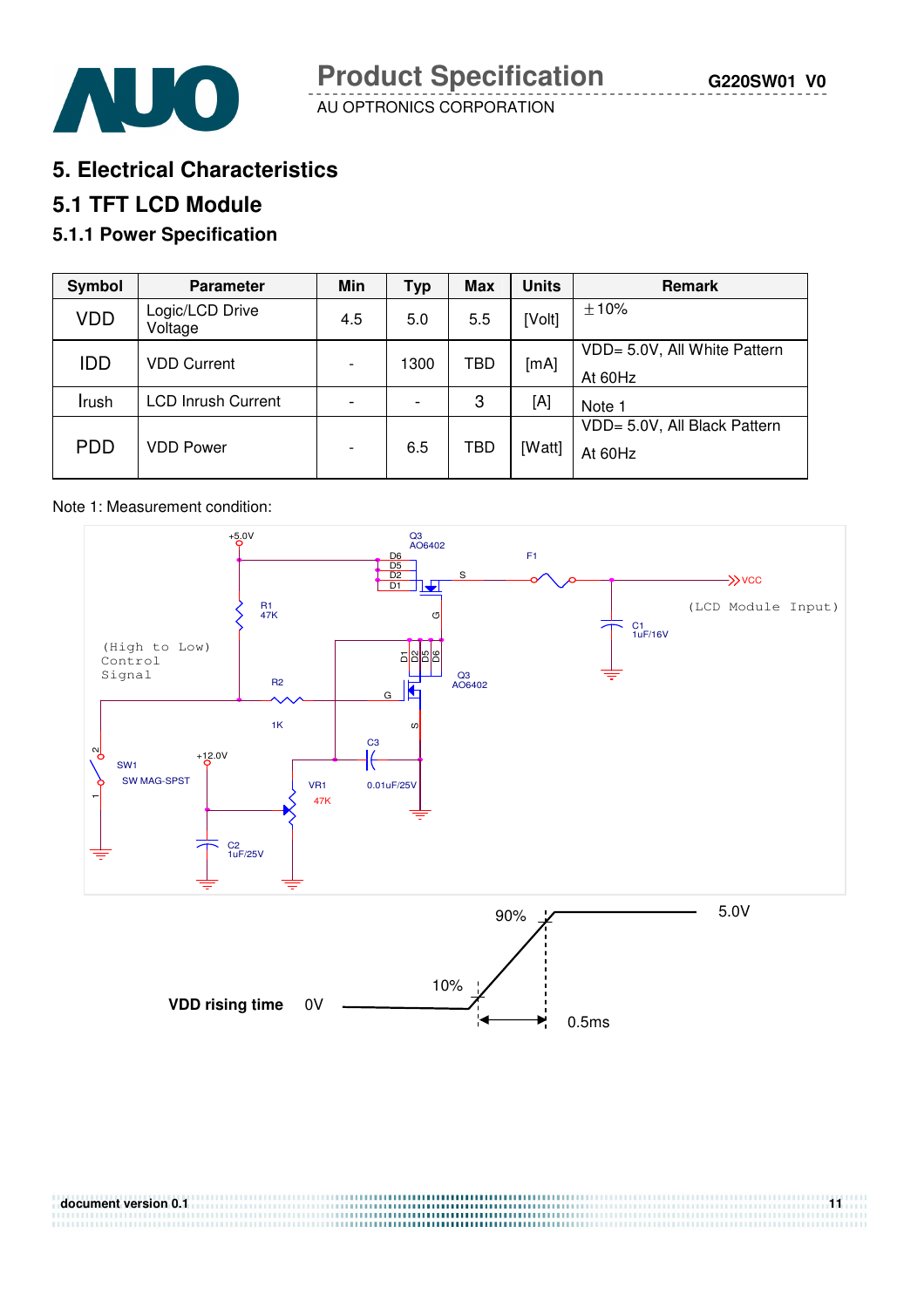# 5. Electrical Characteristics

## 5.1 TFT LCD Module

### 5.1.1 Power Specification

| Symbol | Parameter | Min | Typ | Max | Units | Remark |
|---|---|---|---|---|---|---|
| VDD | Logic/LCD Drive Voltage | 4.5 | 5.0 | 5.5 | [Volt] | ±10% |
| IDD | VDD Current | - | 1300 | TBD | [mA] | VDD= 5.0V, All White Pattern At 60Hz |
| Irush | LCD Inrush Current | - | - | 3 | [A] | Note 1 |
| PDD | VDD Power | - | 6.5 | TBD | [Watt] | VDD= 5.0V, All Black Pattern At 60Hz |

Note 1: Measurement condition:

VDD rising time: 0V → 5.0V, 10% to 90% within 0.5ms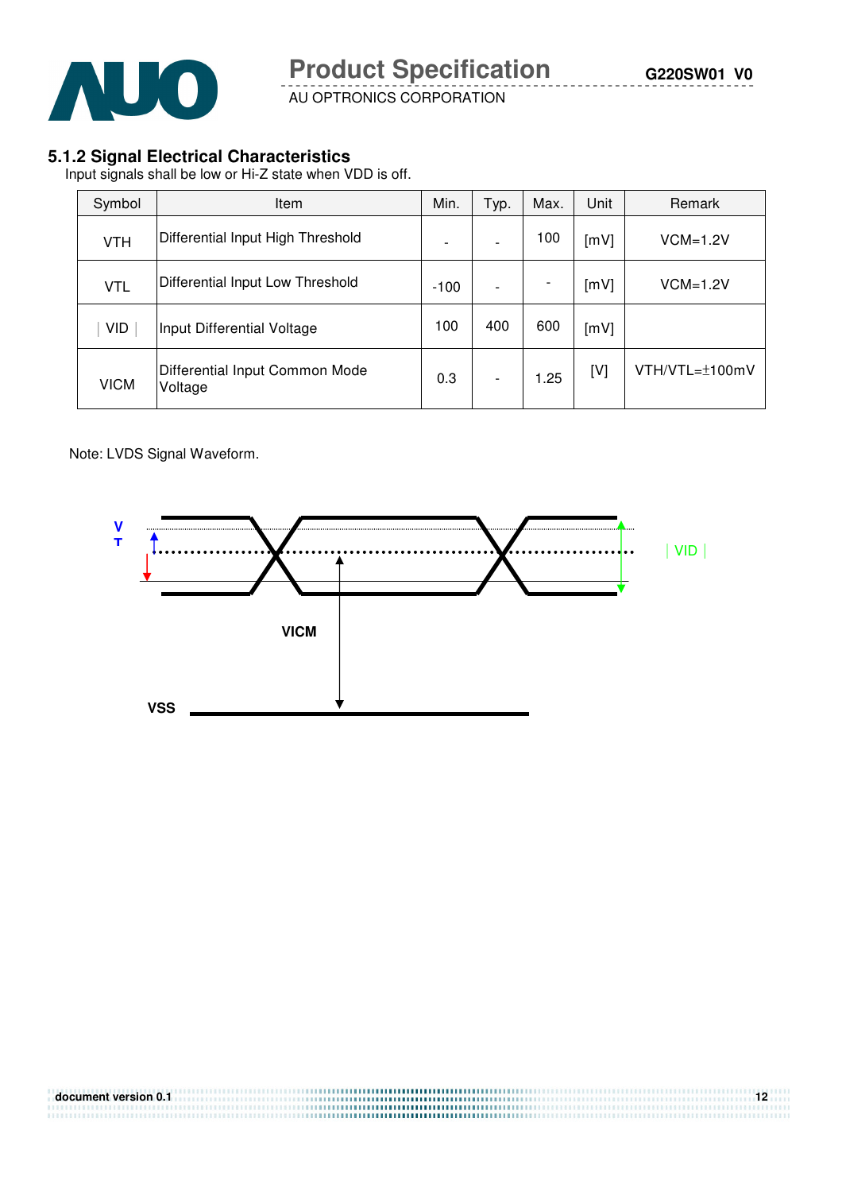### 5.1.2 Signal Electrical Characteristics

Input signals shall be low or Hi-Z state when VDD is off.

| Symbol | Item | Min. | Typ. | Max. | Unit | Remark |
|---|---|---|---|---|---|---|
| VTH | Differential Input High Threshold | - | - | 100 | [mV] | VCM=1.2V |
| VTL | Differential Input Low Threshold | -100 | - | - | [mV] | VCM=1.2V |
| \| VID \| | Input Differential Voltage | 100 | 400 | 600 | [mV] | |
| VICM | Differential Input Common Mode Voltage | 0.3 | - | 1.25 | [V] | VTH/VTL=±100mV |

Note: LVDS Signal Waveform.

VT

| VID |

VICM

VSS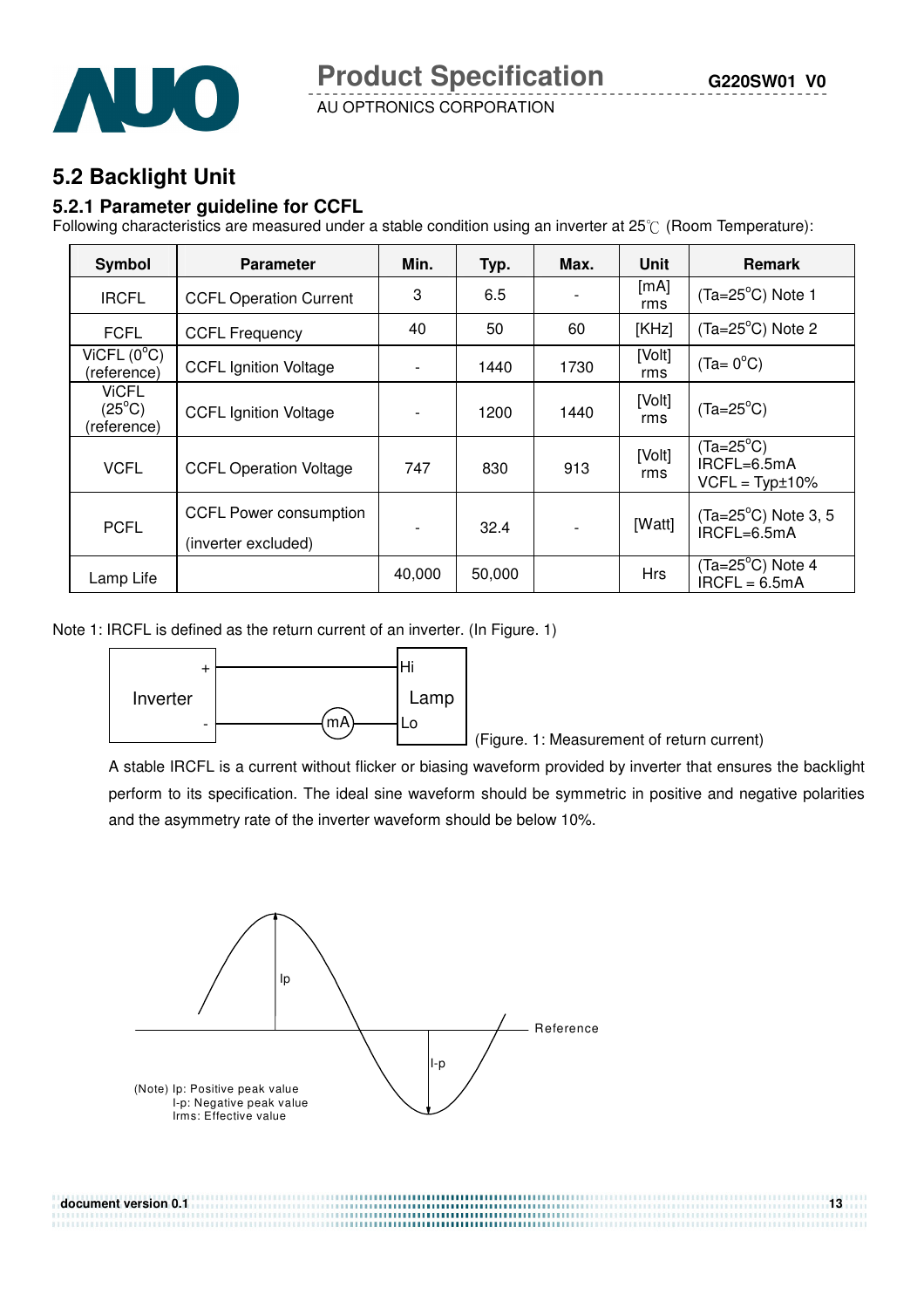## 5.2 Backlight Unit

### 5.2.1 Parameter guideline for CCFL

Following characteristics are measured under a stable condition using an inverter at 25℃ (Room Temperature):

| Symbol | Parameter | Min. | Typ. | Max. | Unit | Remark |
|---|---|---|---|---|---|---|
| IRCFL | CCFL Operation Current | 3 | 6.5 | - | [mA] rms | (Ta=25°C) Note 1 |
| FCFL | CCFL Frequency | 40 | 50 | 60 | [KHz] | (Ta=25°C) Note 2 |
| ViCFL (0°C) (reference) | CCFL Ignition Voltage | - | 1440 | 1730 | [Volt] rms | (Ta= 0°C) |
| ViCFL (25°C) (reference) | CCFL Ignition Voltage | - | 1200 | 1440 | [Volt] rms | (Ta=25°C) |
| VCFL | CCFL Operation Voltage | 747 | 830 | 913 | [Volt] rms | (Ta=25°C) IRCFL=6.5mA VCFL = Typ±10% |
| PCFL | CCFL Power consumption (inverter excluded) | - | 32.4 | - | [Watt] | (Ta=25°C) Note 3, 5 IRCFL=6.5mA |
| Lamp Life | | 40,000 | 50,000 | | Hrs | (Ta=25°C) Note 4 IRCFL = 6.5mA |

Note 1: IRCFL is defined as the return current of an inverter. (In Figure. 1)

(Figure. 1: Measurement of return current)

A stable IRCFL is a current without flicker or biasing waveform provided by inverter that ensures the backlight perform to its specification. The ideal sine waveform should be symmetric in positive and negative polarities and the asymmetry rate of the inverter waveform should be below 10%.

(Note) Ip: Positive peak value
I-p: Negative peak value
Irms: Effective value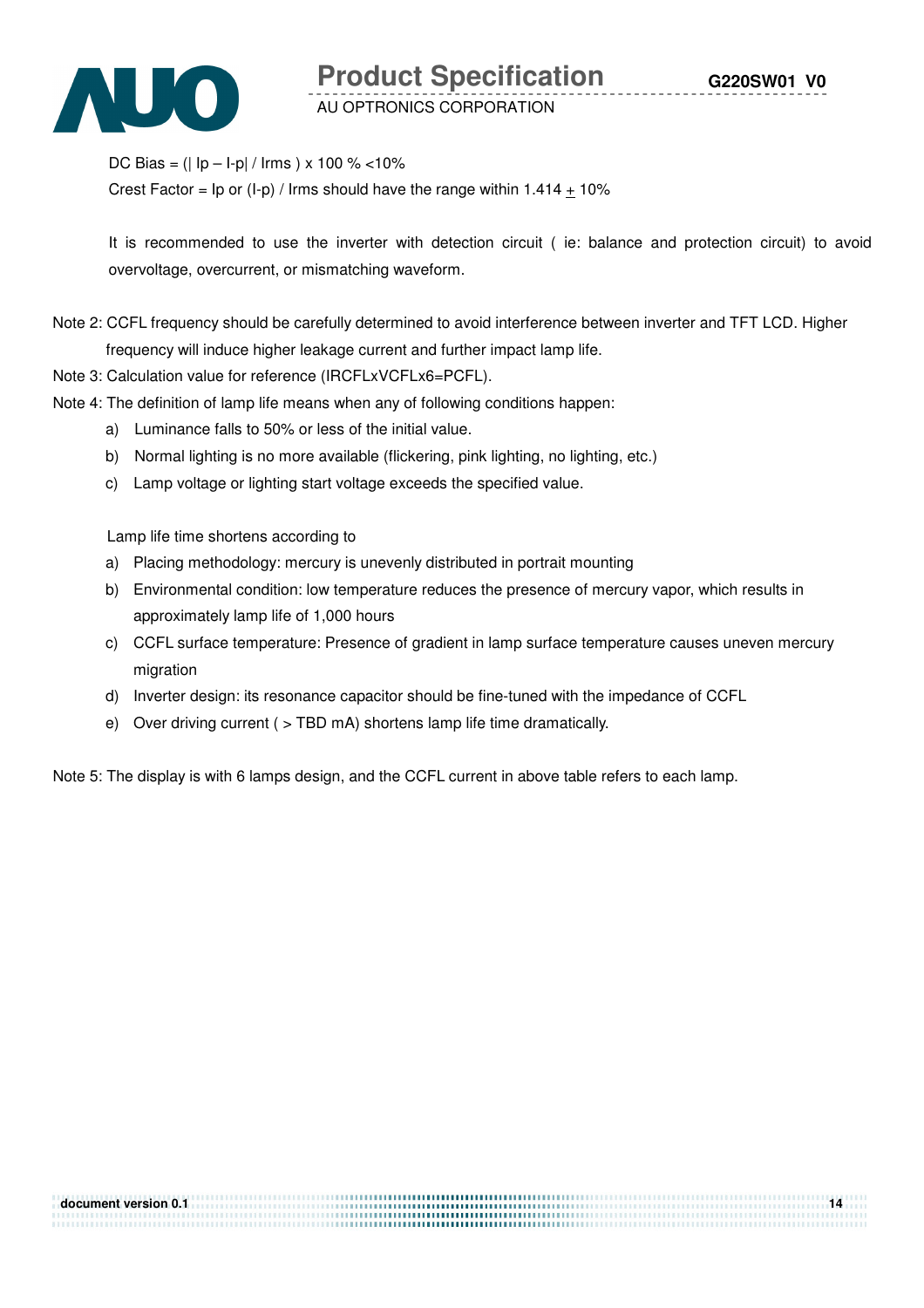DC Bias = (| Ip – I-p| / Irms ) x 100 % <10%

Crest Factor = Ip or (I-p) / Irms should have the range within 1.414 ± 10%

It is recommended to use the inverter with detection circuit ( ie: balance and protection circuit) to avoid overvoltage, overcurrent, or mismatching waveform.

Note 2: CCFL frequency should be carefully determined to avoid interference between inverter and TFT LCD. Higher frequency will induce higher leakage current and further impact lamp life.

Note 3: Calculation value for reference (IRCFLxVCFLx6=PCFL).

Note 4: The definition of lamp life means when any of following conditions happen:

a) Luminance falls to 50% or less of the initial value.
b) Normal lighting is no more available (flickering, pink lighting, no lighting, etc.)
c) Lamp voltage or lighting start voltage exceeds the specified value.

Lamp life time shortens according to

a) Placing methodology: mercury is unevenly distributed in portrait mounting
b) Environmental condition: low temperature reduces the presence of mercury vapor, which results in approximately lamp life of 1,000 hours
c) CCFL surface temperature: Presence of gradient in lamp surface temperature causes uneven mercury migration
d) Inverter design: its resonance capacitor should be fine-tuned with the impedance of CCFL
e) Over driving current ( > TBD mA) shortens lamp life time dramatically.

Note 5: The display is with 6 lamps design, and the CCFL current in above table refers to each lamp.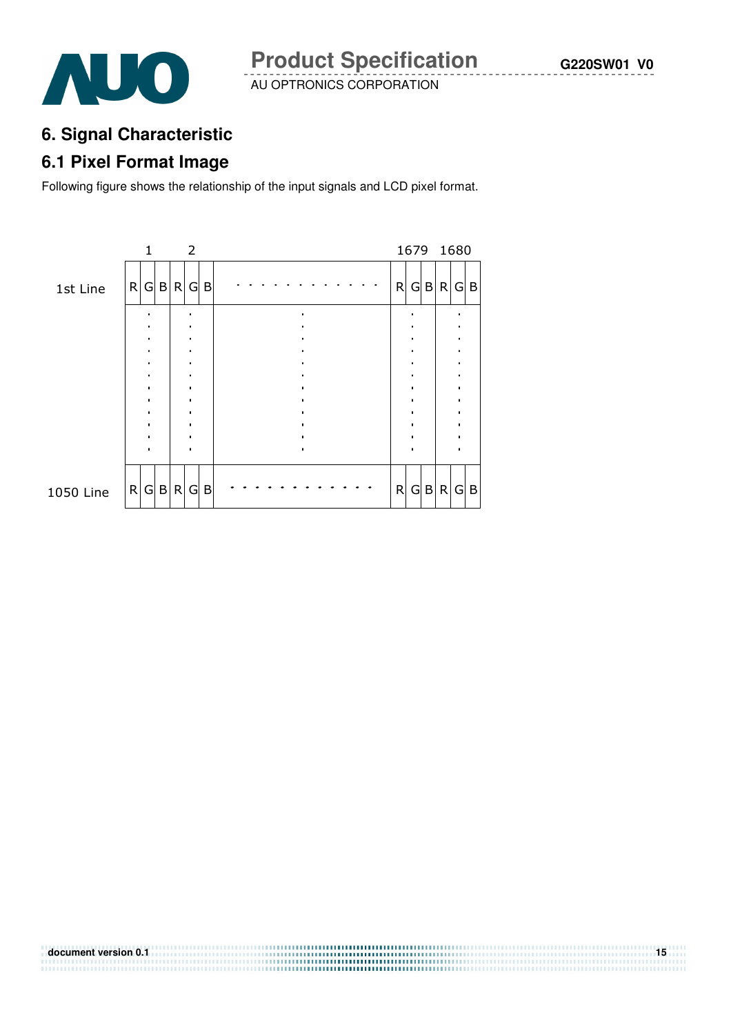# 6. Signal Characteristic

## 6.1 Pixel Format Image

Following figure shows the relationship of the input signals and LCD pixel format.

| | 1 | | | 2 | | | | 1679 | | | 1680 | | |
|---|---|---|---|---|---|---|---|---|---|---|---|---|---|
| 1st Line | R | G | B | R | G | B | . . . . . . . . . . . . . | R | G | B | R | G | B |
| | . | | | . | | | . | . | | | . | | |
| 1050 Line | R | G | B | R | G | B | . . . . . . . . . . . . . | R | G | B | R | G | B |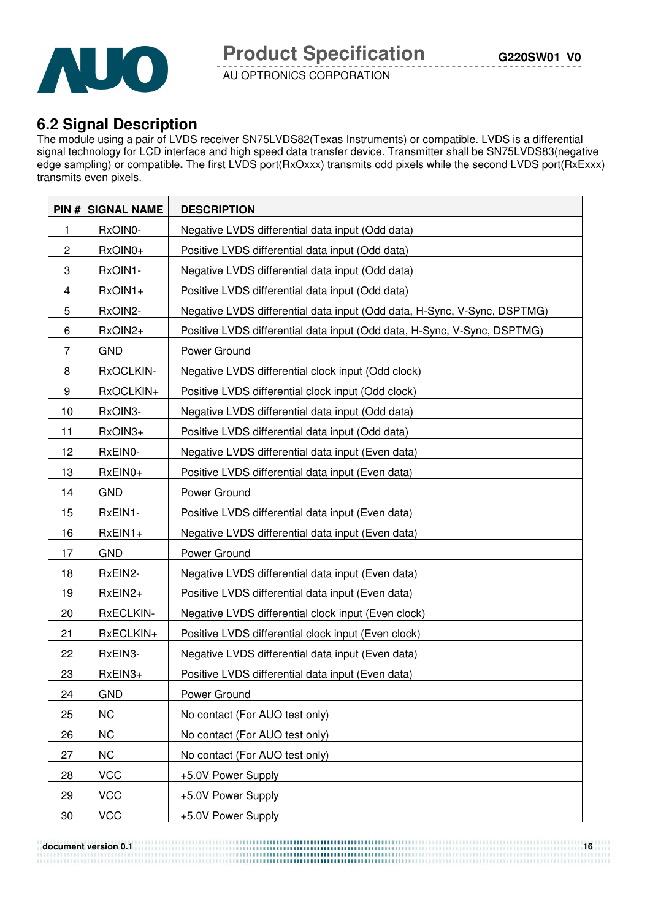## 6.2 Signal Description

The module using a pair of LVDS receiver SN75LVDS82(Texas Instruments) or compatible. LVDS is a differential signal technology for LCD interface and high speed data transfer device. Transmitter shall be SN75LVDS83(negative edge sampling) or compatible**.** The first LVDS port(RxOxxx) transmits odd pixels while the second LVDS port(RxExxx) transmits even pixels.

| PIN # | SIGNAL NAME | DESCRIPTION |
|---|---|---|
| 1 | RxOIN0- | Negative LVDS differential data input (Odd data) |
| 2 | RxOIN0+ | Positive LVDS differential data input (Odd data) |
| 3 | RxOIN1- | Negative LVDS differential data input (Odd data) |
| 4 | RxOIN1+ | Positive LVDS differential data input (Odd data) |
| 5 | RxOIN2- | Negative LVDS differential data input (Odd data, H-Sync, V-Sync, DSPTMG) |
| 6 | RxOIN2+ | Positive LVDS differential data input (Odd data, H-Sync, V-Sync, DSPTMG) |
| 7 | GND | Power Ground |
| 8 | RxOCLKIN- | Negative LVDS differential clock input (Odd clock) |
| 9 | RxOCLKIN+ | Positive LVDS differential clock input (Odd clock) |
| 10 | RxOIN3- | Negative LVDS differential data input (Odd data) |
| 11 | RxOIN3+ | Positive LVDS differential data input (Odd data) |
| 12 | RxEIN0- | Negative LVDS differential data input (Even data) |
| 13 | RxEIN0+ | Positive LVDS differential data input (Even data) |
| 14 | GND | Power Ground |
| 15 | RxEIN1- | Positive LVDS differential data input (Even data) |
| 16 | RxEIN1+ | Negative LVDS differential data input (Even data) |
| 17 | GND | Power Ground |
| 18 | RxEIN2- | Negative LVDS differential data input (Even data) |
| 19 | RxEIN2+ | Positive LVDS differential data input (Even data) |
| 20 | RxECLKIN- | Negative LVDS differential clock input (Even clock) |
| 21 | RxECLKIN+ | Positive LVDS differential clock input (Even clock) |
| 22 | RxEIN3- | Negative LVDS differential data input (Even data) |
| 23 | RxEIN3+ | Positive LVDS differential data input (Even data) |
| 24 | GND | Power Ground |
| 25 | NC | No contact (For AUO test only) |
| 26 | NC | No contact (For AUO test only) |
| 27 | NC | No contact (For AUO test only) |
| 28 | VCC | +5.0V Power Supply |
| 29 | VCC | +5.0V Power Supply |
| 30 | VCC | +5.0V Power Supply |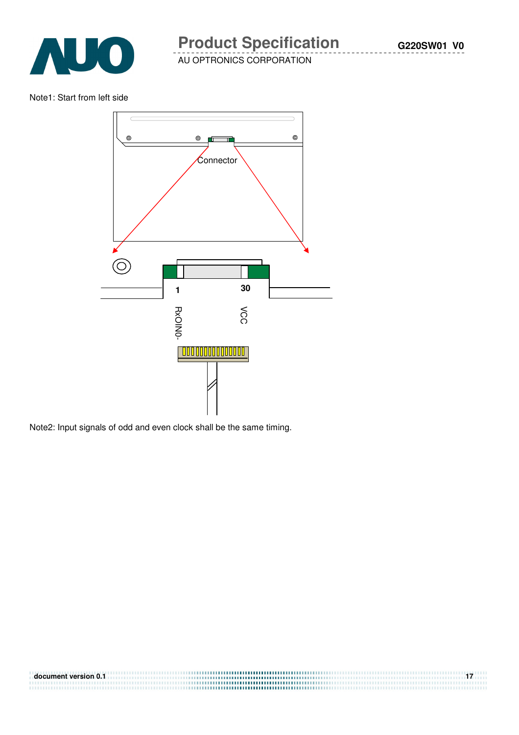Note1: Start from left side

Connector

1 30

RxOIN0- VCC

Note2: Input signals of odd and even clock shall be the same timing.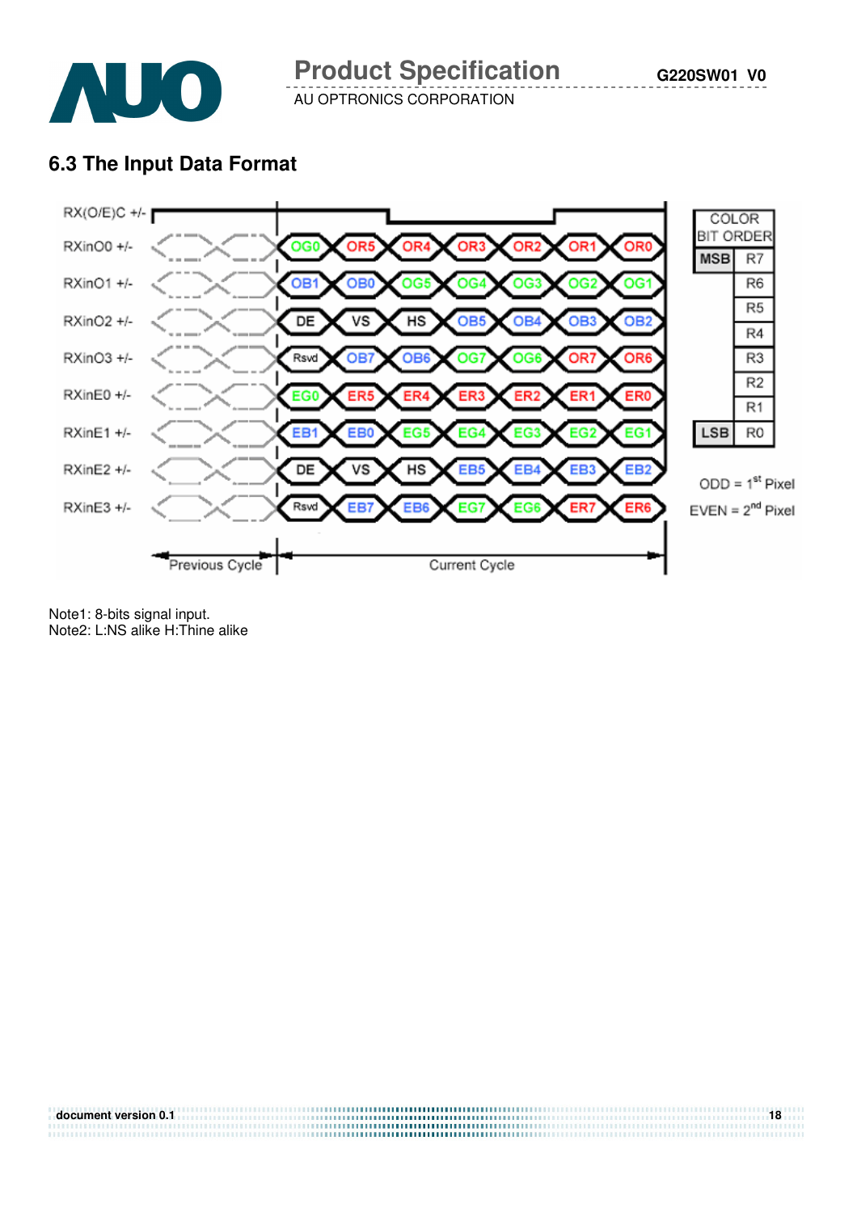## 6.3 The Input Data Format

| Signal | Current Cycle | | | | | | |
|---|---|---|---|---|---|---|---|
| RXinO0 +/- | OG0 | OR5 | OR4 | OR3 | OR2 | OR1 | OR0 |
| RXinO1 +/- | OB1 | OB0 | OG5 | OG4 | OG3 | OG2 | OG1 |
| RXinO2 +/- | DE | VS | HS | OB5 | OB4 | OB3 | OB2 |
| RXinO3 +/- | Rsvd | OB7 | OB6 | OG7 | OG6 | OR7 | OR6 |
| RXinE0 +/- | EG0 | ER5 | ER4 | ER3 | ER2 | ER1 | ER0 |
| RXinE1 +/- | EB1 | EB0 | EG5 | EG4 | EG3 | EG2 | EG1 |
| RXinE2 +/- | DE | VS | HS | EB5 | EB4 | EB3 | EB2 |
| RXinE3 +/- | Rsvd | EB7 | EB6 | EG7 | EG6 | ER7 | ER6 |

RX(O/E)C +/- ; Previous Cycle ; Current Cycle

| COLOR BIT ORDER | |
|---|---|
| MSB | R7 |
| | R6 |
| | R5 |
| | R4 |
| | R3 |
| | R2 |
| | R1 |
| LSB | R0 |

ODD = 1st Pixel
EVEN = 2nd Pixel

Note1: 8-bits signal input.
Note2: L:NS alike H:Thine alike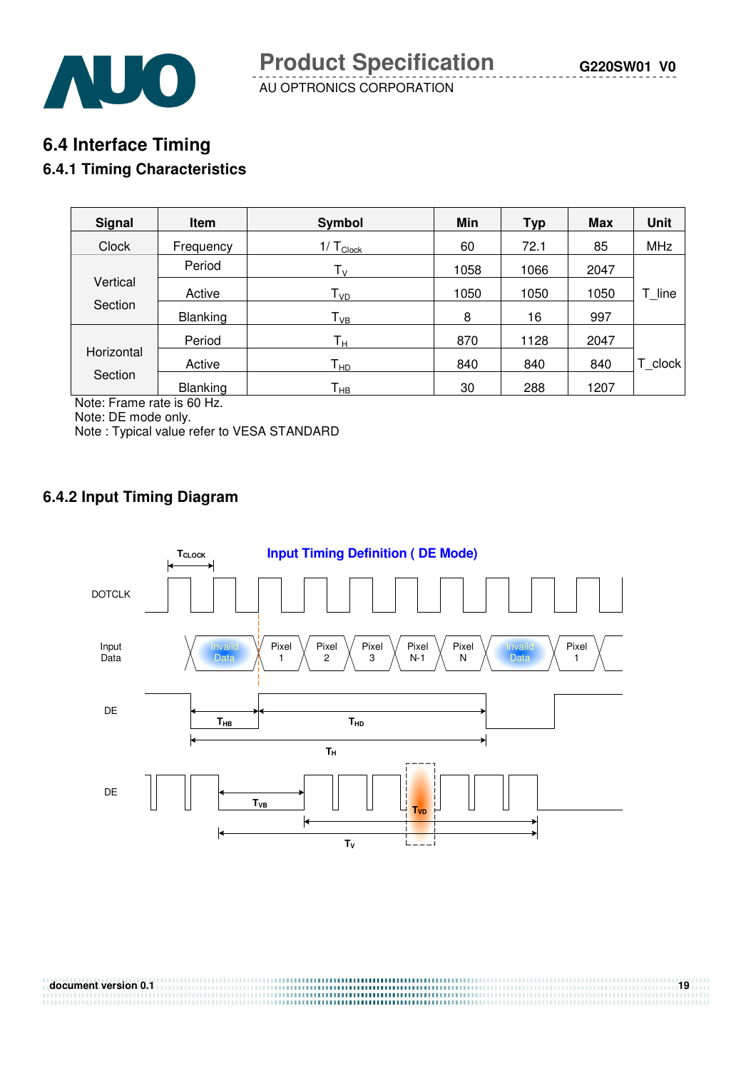## 6.4 Interface Timing

### 6.4.1 Timing Characteristics

| Signal | Item | Symbol | Min | Typ | Max | Unit |
|---|---|---|---|---|---|---|
| Clock | Frequency | $1/T_{Clock}$ | 60 | 72.1 | 85 | MHz |
| Vertical Section | Period | $T_V$ | 1058 | 1066 | 2047 | T_line |
| | Active | $T_{VD}$ | 1050 | 1050 | 1050 | |
| | Blanking | $T_{VB}$ | 8 | 16 | 997 | |
| Horizontal Section | Period | $T_H$ | 870 | 1128 | 2047 | T_clock |
| | Active | $T_{HD}$ | 840 | 840 | 840 | |
| | Blanking | $T_{HB}$ | 30 | 288 | 1207 | |

Note: Frame rate is 60 Hz.
Note: DE mode only.
Note : Typical value refer to VESA STANDARD

### 6.4.2 Input Timing Diagram

Input Timing Definition ( DE Mode)

$T_{CLOCK}$

DOTCLK

Input Data: Invaild Data, Pixel 1, Pixel 2, Pixel 3, Pixel N-1, Pixel N, Invaild Data, Pixel 1

DE: $T_{HB}$, $T_{HD}$, $T_H$

DE: $T_{VB}$, $T_{VD}$, $T_V$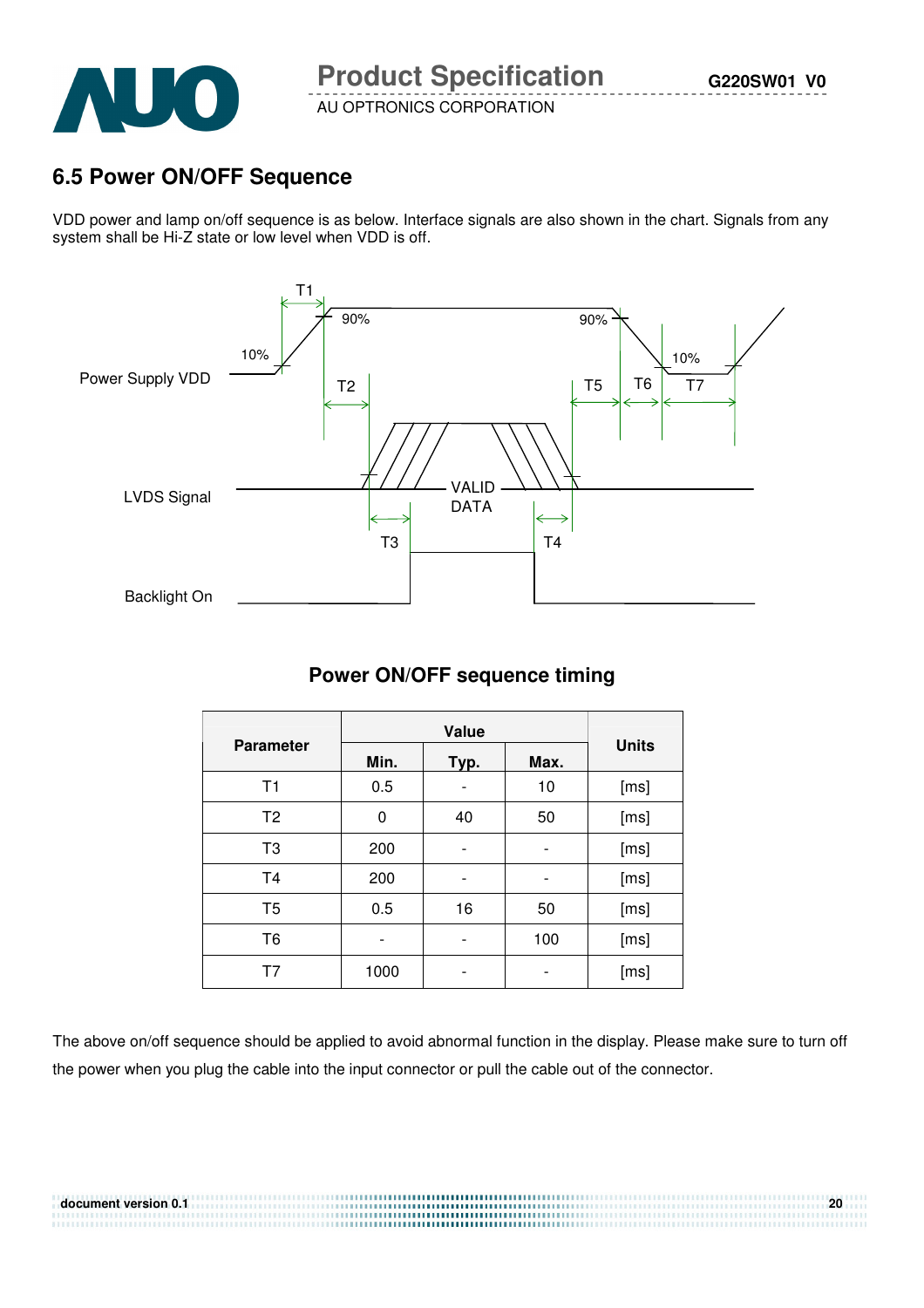## 6.5 Power ON/OFF Sequence

VDD power and lamp on/off sequence is as below. Interface signals are also shown in the chart. Signals from any system shall be Hi-Z state or low level when VDD is off.

T1

90%

90%

10%

10%

Power Supply VDD

T2

T5

T6

T7

LVDS Signal

VALID DATA

T3

T4

Backlight On

### Power ON/OFF sequence timing

| Parameter | Value | | | Units |
|---|---|---|---|---|
| | Min. | Typ. | Max. | |
| T1 | 0.5 | - | 10 | [ms] |
| T2 | 0 | 40 | 50 | [ms] |
| T3 | 200 | - | - | [ms] |
| T4 | 200 | - | - | [ms] |
| T5 | 0.5 | 16 | 50 | [ms] |
| T6 | - | - | 100 | [ms] |
| T7 | 1000 | - | - | [ms] |

The above on/off sequence should be applied to avoid abnormal function in the display. Please make sure to turn off the power when you plug the cable into the input connector or pull the cable out of the connector.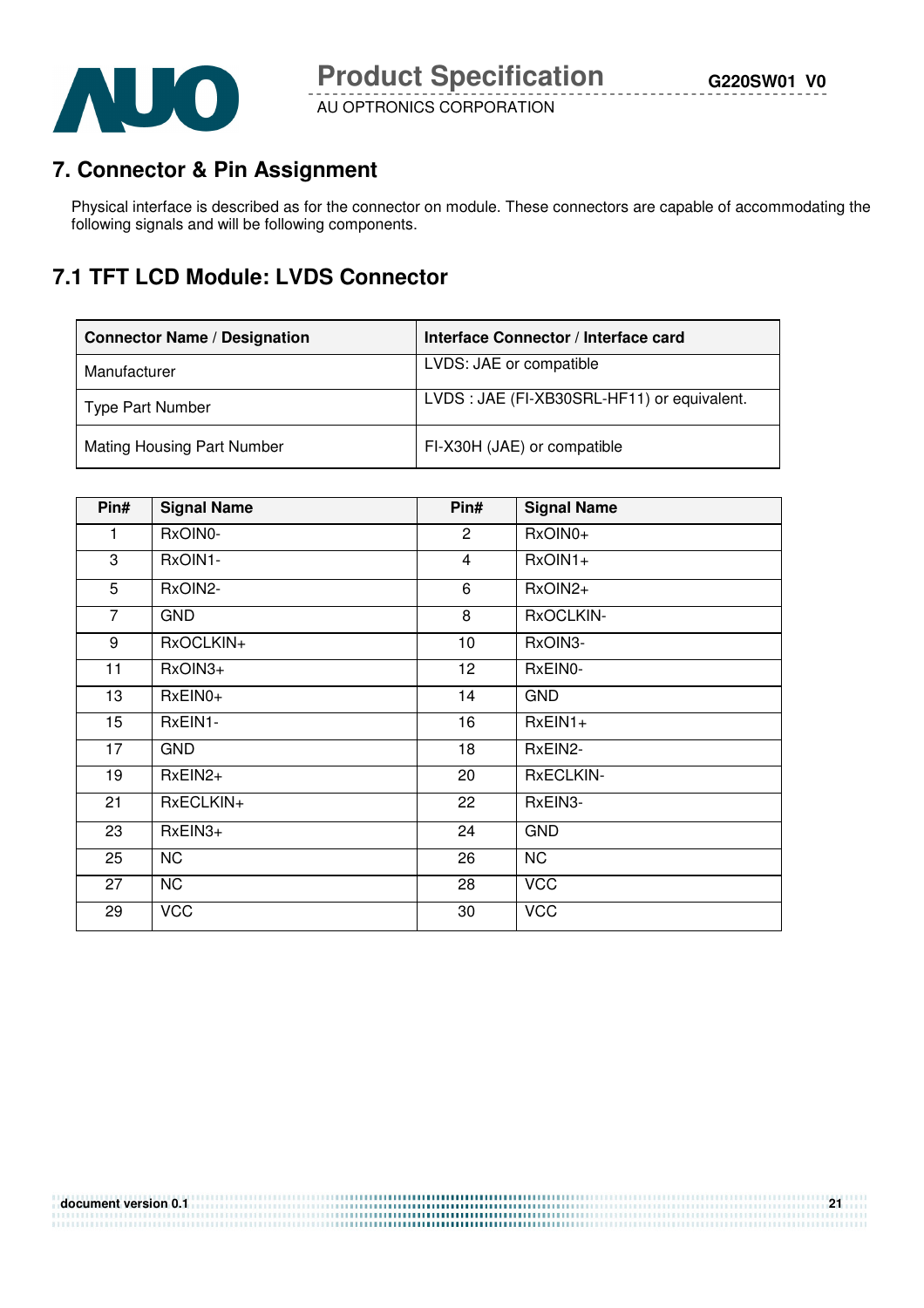# 7. Connector & Pin Assignment

Physical interface is described as for the connector on module. These connectors are capable of accommodating the following signals and will be following components.

## 7.1 TFT LCD Module: LVDS Connector

| Connector Name / Designation | Interface Connector / Interface card |
|---|---|
| Manufacturer | LVDS: JAE or compatible |
| Type Part Number | LVDS : JAE (FI-XB30SRL-HF11) or equivalent. |
| Mating Housing Part Number | FI-X30H (JAE) or compatible |

| Pin# | Signal Name | Pin# | Signal Name |
|---|---|---|---|
| 1 | RxOIN0- | 2 | RxOIN0+ |
| 3 | RxOIN1- | 4 | RxOIN1+ |
| 5 | RxOIN2- | 6 | RxOIN2+ |
| 7 | GND | 8 | RxOCLKIN- |
| 9 | RxOCLKIN+ | 10 | RxOIN3- |
| 11 | RxOIN3+ | 12 | RxEIN0- |
| 13 | RxEIN0+ | 14 | GND |
| 15 | RxEIN1- | 16 | RxEIN1+ |
| 17 | GND | 18 | RxEIN2- |
| 19 | RxEIN2+ | 20 | RxECLKIN- |
| 21 | RxECLKIN+ | 22 | RxEIN3- |
| 23 | RxEIN3+ | 24 | GND |
| 25 | NC | 26 | NC |
| 27 | NC | 28 | VCC |
| 29 | VCC | 30 | VCC |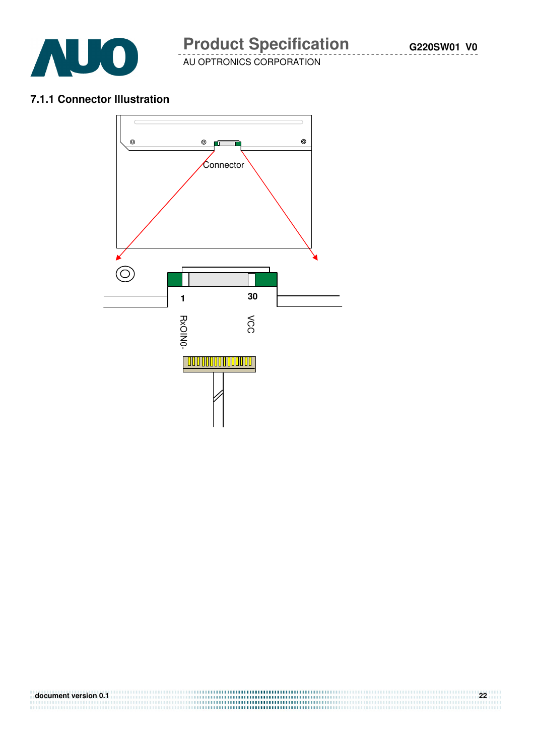### 7.1.1 Connector Illustration

Connector

1

30

RxOIN0-

VCC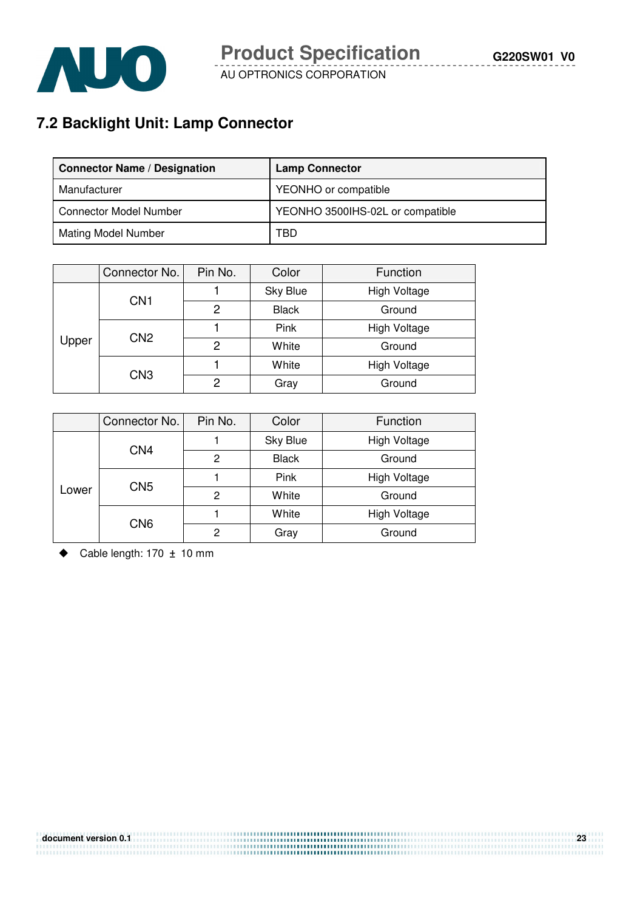## 7.2 Backlight Unit: Lamp Connector

| Connector Name / Designation | Lamp Connector |
|---|---|
| Manufacturer | YEONHO or compatible |
| Connector Model Number | YEONHO 3500IHS-02L or compatible |
| Mating Model Number | TBD |

| | Connector No. | Pin No. | Color | Function |
|---|---|---|---|---|
| Upper | CN1 | 1 | Sky Blue | High Voltage |
| | | 2 | Black | Ground |
| | CN2 | 1 | Pink | High Voltage |
| | | 2 | White | Ground |
| | CN3 | 1 | White | High Voltage |
| | | 2 | Gray | Ground |

| | Connector No. | Pin No. | Color | Function |
|---|---|---|---|---|
| Lower | CN4 | 1 | Sky Blue | High Voltage |
| | | 2 | Black | Ground |
| | CN5 | 1 | Pink | High Voltage |
| | | 2 | White | Ground |
| | CN6 | 1 | White | High Voltage |
| | | 2 | Gray | Ground |

- Cable length: 170 ± 10 mm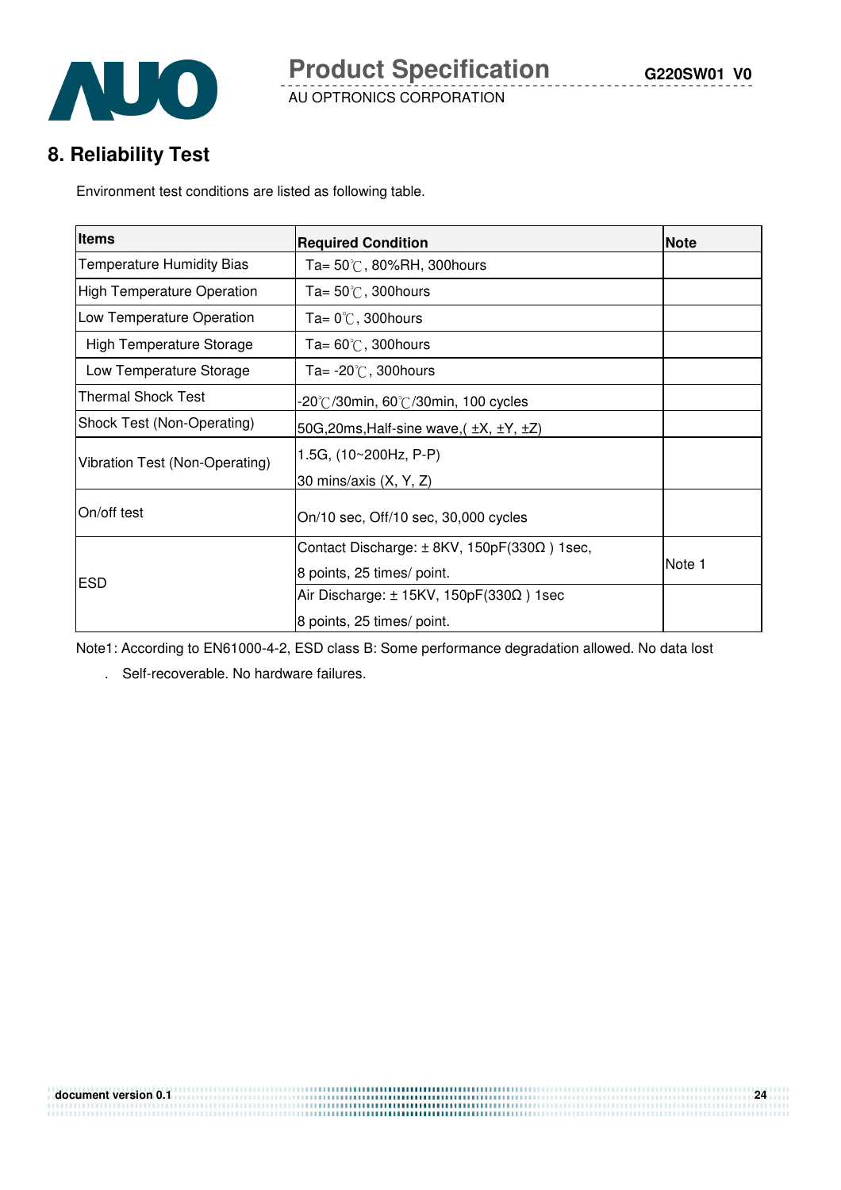## 8. Reliability Test

Environment test conditions are listed as following table.

| Items | Required Condition | Note |
|---|---|---|
| Temperature Humidity Bias | Ta= 50℃, 80%RH, 300hours | |
| High Temperature Operation | Ta= 50℃, 300hours | |
| Low Temperature Operation | Ta= 0℃, 300hours | |
| High Temperature Storage | Ta= 60℃, 300hours | |
| Low Temperature Storage | Ta= -20℃, 300hours | |
| Thermal Shock Test | -20℃/30min, 60℃/30min, 100 cycles | |
| Shock Test (Non-Operating) | 50G,20ms,Half-sine wave,( ±X, ±Y, ±Z) | |
| Vibration Test (Non-Operating) | 1.5G, (10~200Hz, P-P)<br>30 mins/axis (X, Y, Z) | |
| On/off test | On/10 sec, Off/10 sec, 30,000 cycles | |
| ESD | Contact Discharge: ± 8KV, 150pF(330Ω ) 1sec,<br>8 points, 25 times/ point. | Note 1 |
| | Air Discharge: ± 15KV, 150pF(330Ω ) 1sec<br>8 points, 25 times/ point. | |

Note1: According to EN61000-4-2, ESD class B: Some performance degradation allowed. No data lost

. Self-recoverable. No hardware failures.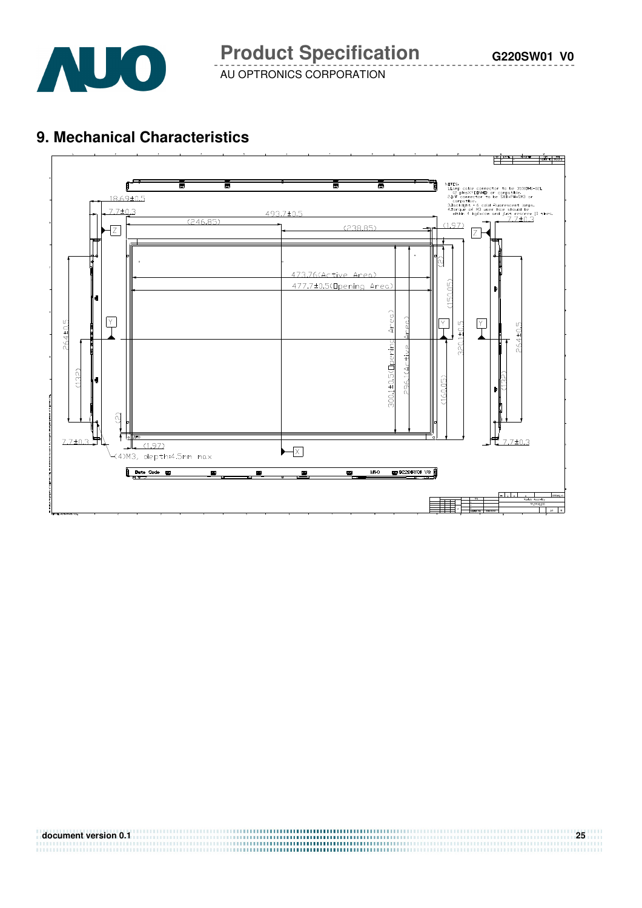## 9. Mechanical Characteristics

NOTES:
1. Lamp cable connector to be 35001HS-02L (2 pins) YEONHO or compatible.
2. I/F connector to be SBL-PM-SMO or compatible.
3. Backlights : 6 cold fluorescent lamps.
4. Torque of M3 user hole should be within 4 kgf-cm and just reserve [3 times.

18.69±0.5

7.7±0.3

493.7±0.5

(246.85)

(238.85)

(1.97)

473.76(Active Area)

477.7±0.5(Opening Area)

300.1±0.5(Opening Area)

296.1(Active Area)

(2)

(150.05)

(160.05)

320.1±0.5

264±0.5

(132)

(2)

7.7±0.3

(1.97)

(4)M3, depth:4.5mm max

Date Code

G220SW01 V0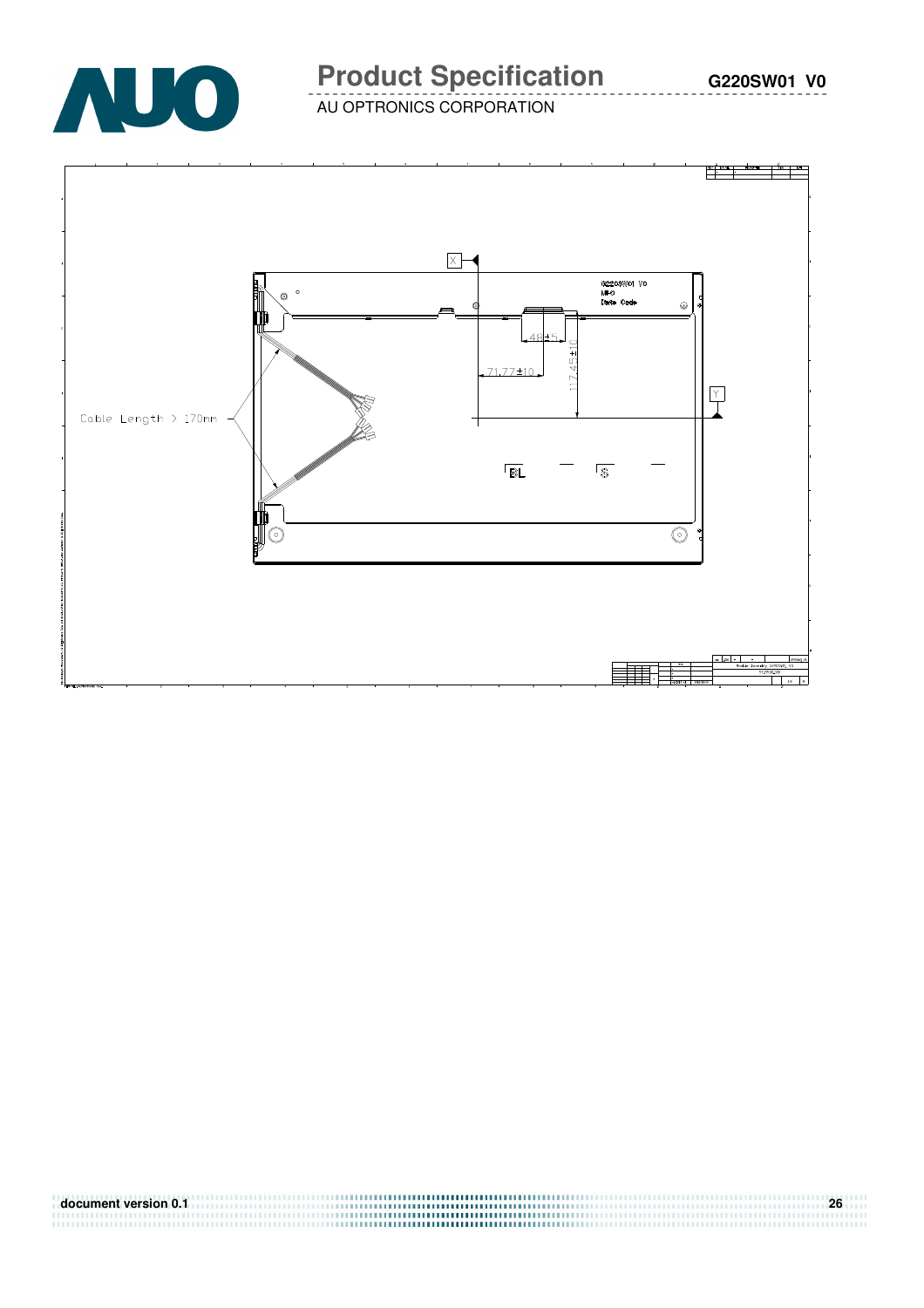X

G220SW01 V0

MFG

Date Code

48±5

71.77±10

117.45±10

Y

Cable Length > 170mm

BL

S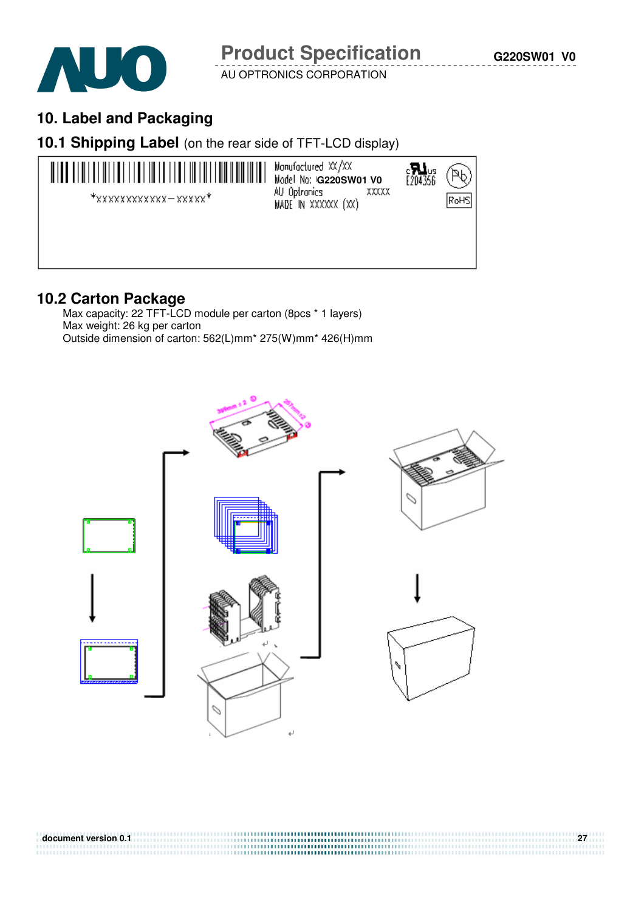## 10. Label and Packaging

### 10.1 Shipping Label (on the rear side of TFT-LCD display)

*XXXXXXXXXXXX-XXXXX*

Manufactured XX/XX
Model No: G220SW01 V0
AU Optronics XXXXX
MADE IN XXXXXX (XX)

E204356

RoHS

### 10.2 Carton Package

Max capacity: 22 TFT-LCD module per carton (8pcs * 1 layers)
Max weight: 26 kg per carton
Outside dimension of carton: 562(L)mm* 275(W)mm* 426(H)mm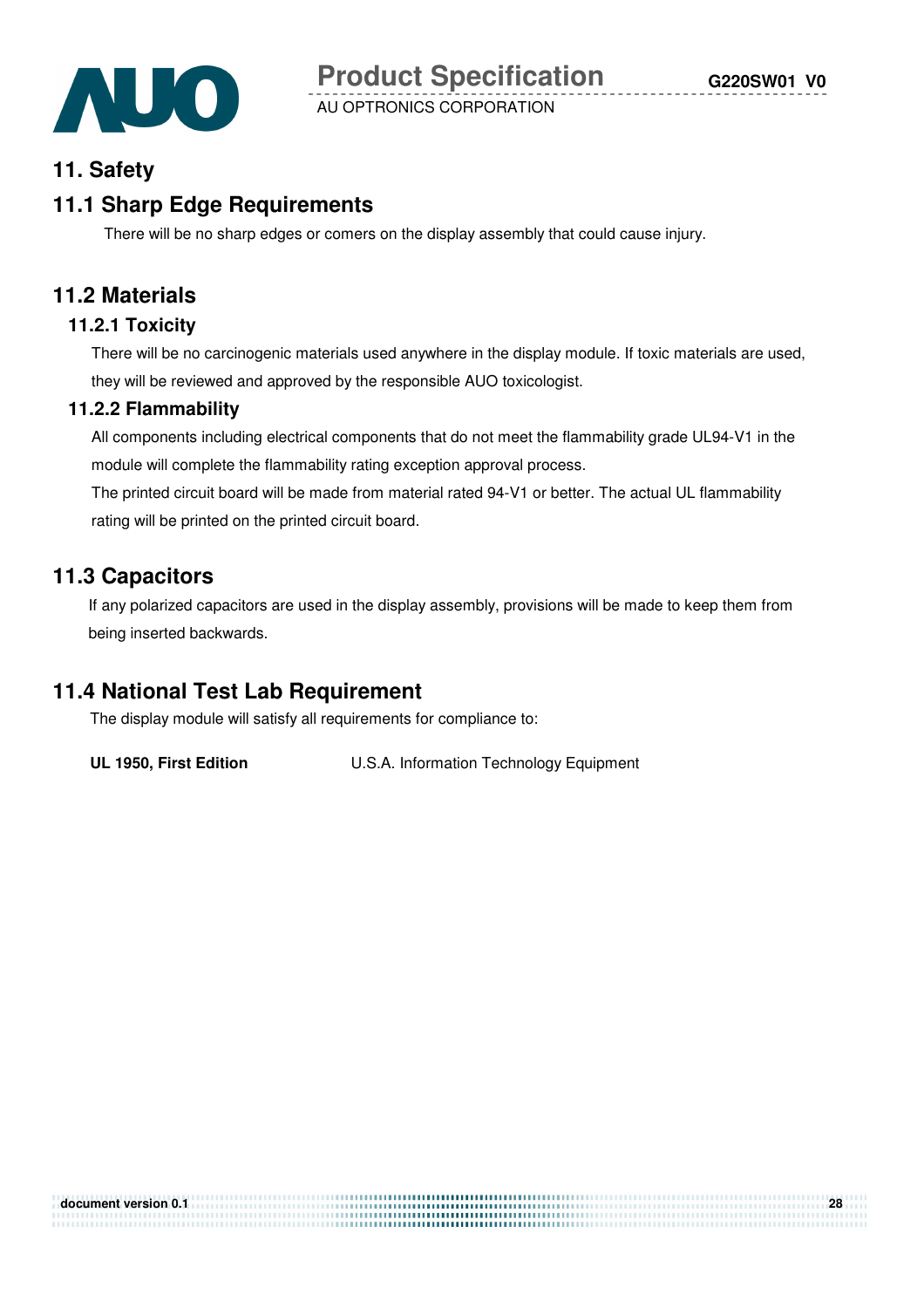# 11. Safety

## 11.1 Sharp Edge Requirements

There will be no sharp edges or comers on the display assembly that could cause injury.

## 11.2 Materials

### 11.2.1 Toxicity

There will be no carcinogenic materials used anywhere in the display module. If toxic materials are used, they will be reviewed and approved by the responsible AUO toxicologist.

### 11.2.2 Flammability

All components including electrical components that do not meet the flammability grade UL94-V1 in the module will complete the flammability rating exception approval process.

The printed circuit board will be made from material rated 94-V1 or better. The actual UL flammability rating will be printed on the printed circuit board.

## 11.3 Capacitors

If any polarized capacitors are used in the display assembly, provisions will be made to keep them from being inserted backwards.

## 11.4 National Test Lab Requirement

The display module will satisfy all requirements for compliance to:

| | |
|---|---|
| **UL 1950, First Edition** | U.S.A. Information Technology Equipment |